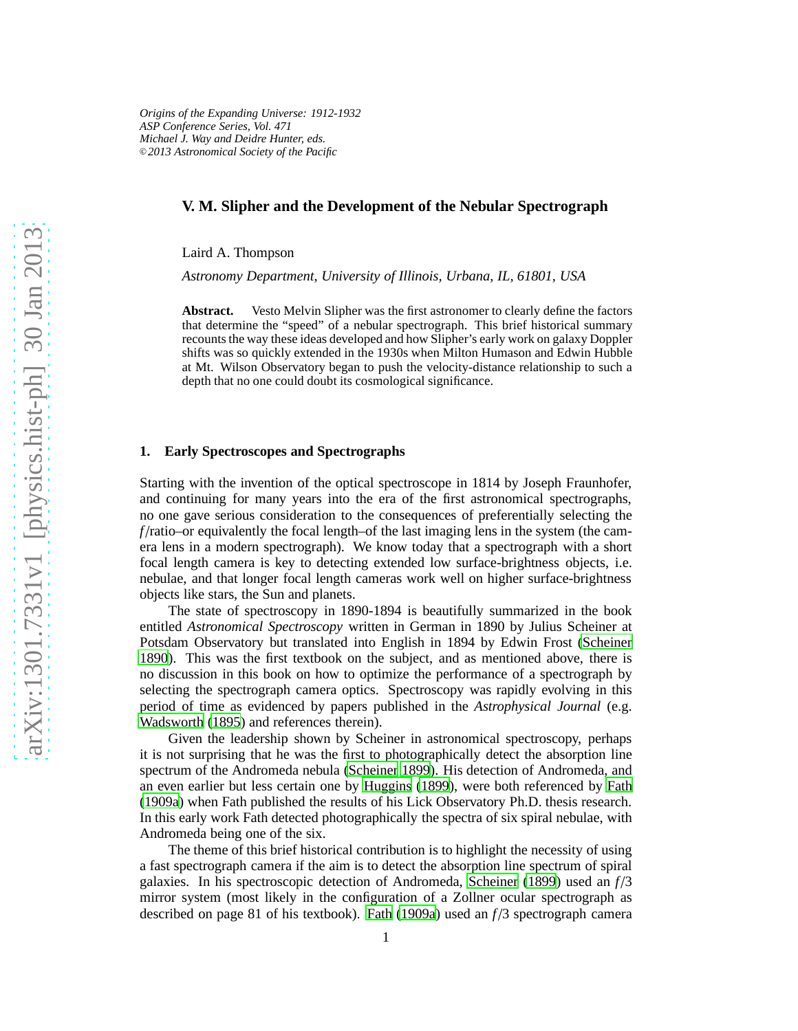*Origins of the Expanding Universe: 1912-1932*
*ASP Conference Series, Vol. 471*
*Michael J. Way and Deidre Hunter, eds.*
*©2013 Astronomical Society of the Pacific*

# V. M. Slipher and the Development of the Nebular Spectrograph

Laird A. Thompson

*Astronomy Department, University of Illinois, Urbana, IL, 61801, USA*

**Abstract.** Vesto Melvin Slipher was the first astronomer to clearly define the factors that determine the "speed" of a nebular spectrograph. This brief historical summary recounts the way these ideas developed and how Slipher's early work on galaxy Doppler shifts was so quickly extended in the 1930s when Milton Humason and Edwin Hubble at Mt. Wilson Observatory began to push the velocity-distance relationship to such a depth that no one could doubt its cosmological significance.

## 1. Early Spectroscopes and Spectrographs

Starting with the invention of the optical spectroscope in 1814 by Joseph Fraunhofer, and continuing for many years into the era of the first astronomical spectrographs, no one gave serious consideration to the consequences of preferentially selecting the $f$/ratio–or equivalently the focal length–of the last imaging lens in the system (the camera lens in a modern spectrograph). We know today that a spectrograph with a short focal length camera is key to detecting extended low surface-brightness objects, i.e. nebulae, and that longer focal length cameras work well on higher surface-brightness objects like stars, the Sun and planets.

The state of spectroscopy in 1890-1894 is beautifully summarized in the book entitled *Astronomical Spectroscopy* written in German in 1890 by Julius Scheiner at Potsdam Observatory but translated into English in 1894 by Edwin Frost (Scheiner 1890). This was the first textbook on the subject, and as mentioned above, there is no discussion in this book on how to optimize the performance of a spectrograph by selecting the spectrograph camera optics. Spectroscopy was rapidly evolving in this period of time as evidenced by papers published in the *Astrophysical Journal* (e.g. Wadsworth (1895) and references therein).

Given the leadership shown by Scheiner in astronomical spectroscopy, perhaps it is not surprising that he was the first to photographically detect the absorption line spectrum of the Andromeda nebula (Scheiner 1899). His detection of Andromeda, and an even earlier but less certain one by Huggins (1899), were both referenced by Fath (1909a) when Fath published the results of his Lick Observatory Ph.D. thesis research. In this early work Fath detected photographically the spectra of six spiral nebulae, with Andromeda being one of the six.

The theme of this brief historical contribution is to highlight the necessity of using a fast spectrograph camera if the aim is to detect the absorption line spectrum of spiral galaxies. In his spectroscopic detection of Andromeda, Scheiner (1899) used an $f/3$ mirror system (most likely in the configuration of a Zollner ocular spectrograph as described on page 81 of his textbook). Fath (1909a) used an $f/3$ spectrograph camera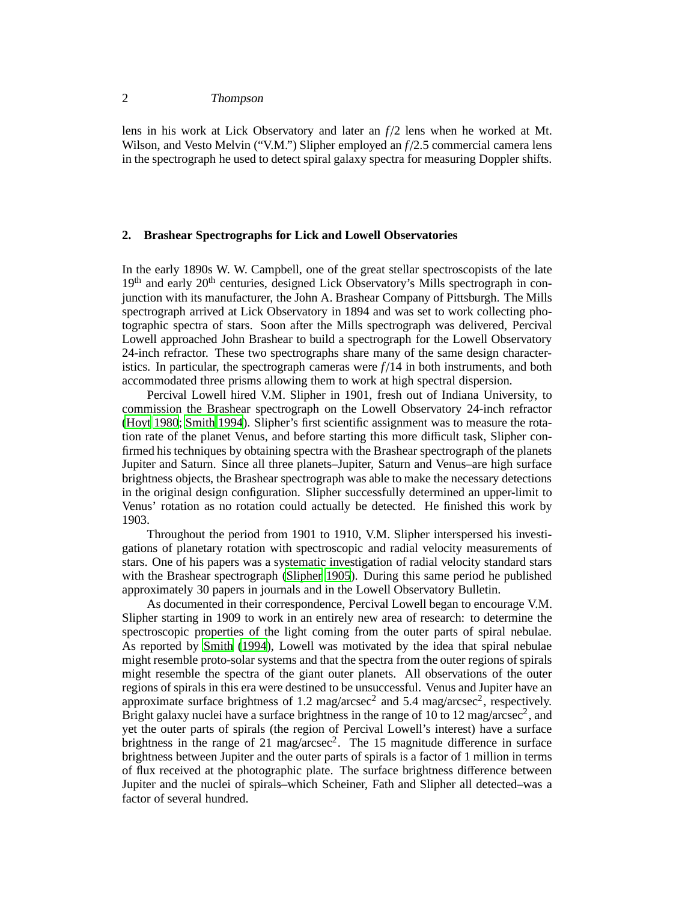lens in his work at Lick Observatory and later an $f/2$ lens when he worked at Mt. Wilson, and Vesto Melvin ("V.M.") Slipher employed an $f/2.5$ commercial camera lens in the spectrograph he used to detect spiral galaxy spectra for measuring Doppler shifts.

## 2. Brashear Spectrographs for Lick and Lowell Observatories

In the early 1890s W. W. Campbell, one of the great stellar spectroscopists of the late $19^{\text{th}}$ and early $20^{\text{th}}$ centuries, designed Lick Observatory's Mills spectrograph in conjunction with its manufacturer, the John A. Brashear Company of Pittsburgh. The Mills spectrograph arrived at Lick Observatory in 1894 and was set to work collecting photographic spectra of stars. Soon after the Mills spectrograph was delivered, Percival Lowell approached John Brashear to build a spectrograph for the Lowell Observatory 24-inch refractor. These two spectrographs share many of the same design characteristics. In particular, the spectrograph cameras were $f/14$ in both instruments, and both accommodated three prisms allowing them to work at high spectral dispersion.

Percival Lowell hired V.M. Slipher in 1901, fresh out of Indiana University, to commission the Brashear spectrograph on the Lowell Observatory 24-inch refractor (Hoyt 1980; Smith 1994). Slipher's first scientific assignment was to measure the rotation rate of the planet Venus, and before starting this more difficult task, Slipher confirmed his techniques by obtaining spectra with the Brashear spectrograph of the planets Jupiter and Saturn. Since all three planets–Jupiter, Saturn and Venus–are high surface brightness objects, the Brashear spectrograph was able to make the necessary detections in the original design configuration. Slipher successfully determined an upper-limit to Venus' rotation as no rotation could actually be detected. He finished this work by 1903.

Throughout the period from 1901 to 1910, V.M. Slipher interspersed his investigations of planetary rotation with spectroscopic and radial velocity measurements of stars. One of his papers was a systematic investigation of radial velocity standard stars with the Brashear spectrograph (Slipher 1905). During this same period he published approximately 30 papers in journals and in the Lowell Observatory Bulletin.

As documented in their correspondence, Percival Lowell began to encourage V.M. Slipher starting in 1909 to work in an entirely new area of research: to determine the spectroscopic properties of the light coming from the outer parts of spiral nebulae. As reported by Smith (1994), Lowell was motivated by the idea that spiral nebulae might resemble proto-solar systems and that the spectra from the outer regions of spirals might resemble the spectra of the giant outer planets. All observations of the outer regions of spirals in this era were destined to be unsuccessful. Venus and Jupiter have an approximate surface brightness of 1.2 mag/arcsec$^2$ and 5.4 mag/arcsec$^2$, respectively. Bright galaxy nuclei have a surface brightness in the range of 10 to 12 mag/arcsec$^2$, and yet the outer parts of spirals (the region of Percival Lowell's interest) have a surface brightness in the range of 21 mag/arcsec$^2$. The 15 magnitude difference in surface brightness between Jupiter and the outer parts of spirals is a factor of 1 million in terms of flux received at the photographic plate. The surface brightness difference between Jupiter and the nuclei of spirals–which Scheiner, Fath and Slipher all detected–was a factor of several hundred.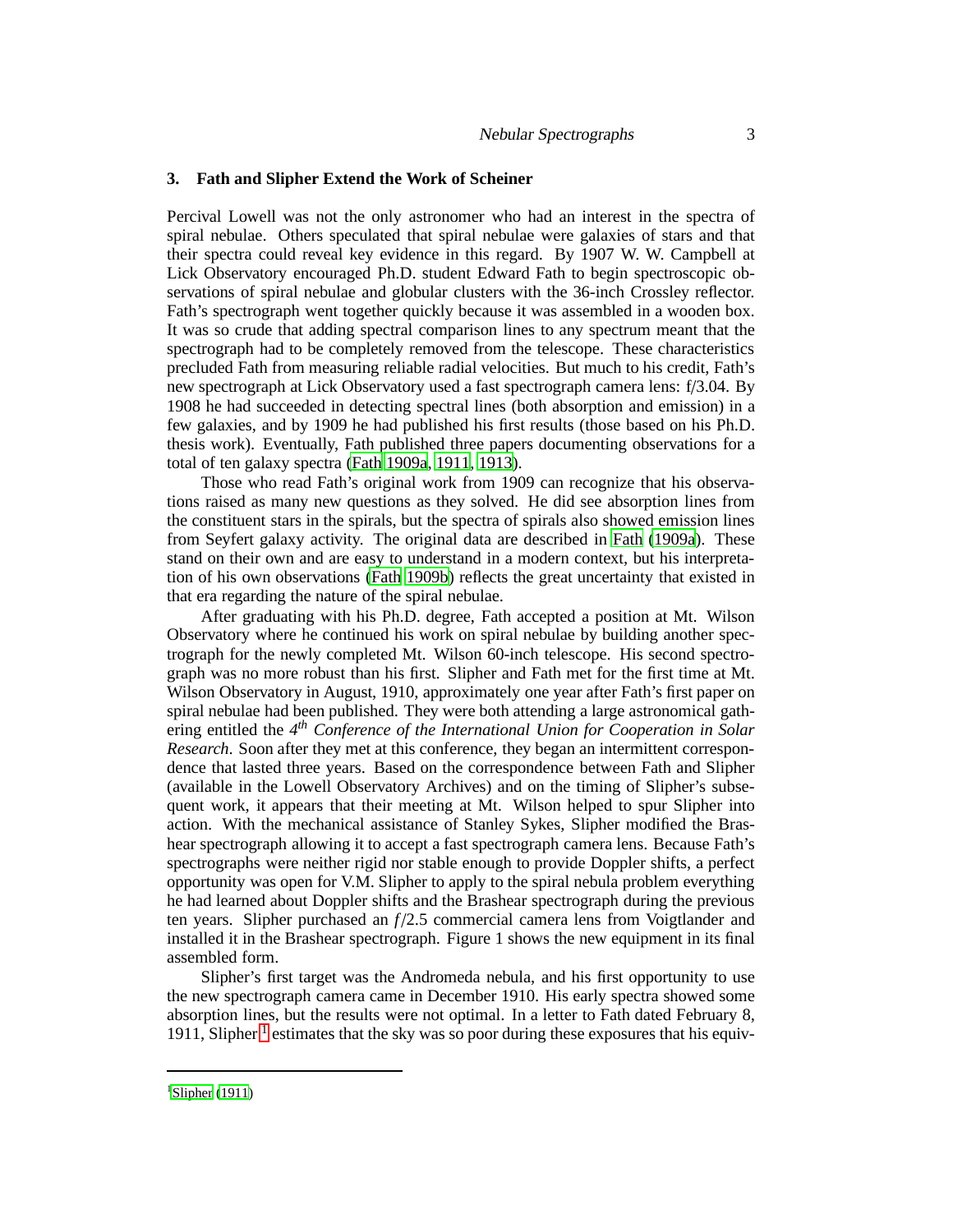## 3. Fath and Slipher Extend the Work of Scheiner

Percival Lowell was not the only astronomer who had an interest in the spectra of spiral nebulae. Others speculated that spiral nebulae were galaxies of stars and that their spectra could reveal key evidence in this regard. By 1907 W. W. Campbell at Lick Observatory encouraged Ph.D. student Edward Fath to begin spectroscopic observations of spiral nebulae and globular clusters with the 36-inch Crossley reflector. Fath's spectrograph went together quickly because it was assembled in a wooden box. It was so crude that adding spectral comparison lines to any spectrum meant that the spectrograph had to be completely removed from the telescope. These characteristics precluded Fath from measuring reliable radial velocities. But much to his credit, Fath's new spectrograph at Lick Observatory used a fast spectrograph camera lens: f/3.04. By 1908 he had succeeded in detecting spectral lines (both absorption and emission) in a few galaxies, and by 1909 he had published his first results (those based on his Ph.D. thesis work). Eventually, Fath published three papers documenting observations for a total of ten galaxy spectra (Fath 1909a, 1911, 1913).

Those who read Fath's original work from 1909 can recognize that his observations raised as many new questions as they solved. He did see absorption lines from the constituent stars in the spirals, but the spectra of spirals also showed emission lines from Seyfert galaxy activity. The original data are described in Fath (1909a). These stand on their own and are easy to understand in a modern context, but his interpretation of his own observations (Fath 1909b) reflects the great uncertainty that existed in that era regarding the nature of the spiral nebulae.

After graduating with his Ph.D. degree, Fath accepted a position at Mt. Wilson Observatory where he continued his work on spiral nebulae by building another spectrograph for the newly completed Mt. Wilson 60-inch telescope. His second spectrograph was no more robust than his first. Slipher and Fath met for the first time at Mt. Wilson Observatory in August, 1910, approximately one year after Fath's first paper on spiral nebulae had been published. They were both attending a large astronomical gathering entitled the *4th Conference of the International Union for Cooperation in Solar Research*. Soon after they met at this conference, they began an intermittent correspondence that lasted three years. Based on the correspondence between Fath and Slipher (available in the Lowell Observatory Archives) and on the timing of Slipher's subsequent work, it appears that their meeting at Mt. Wilson helped to spur Slipher into action. With the mechanical assistance of Stanley Sykes, Slipher modified the Brashear spectrograph allowing it to accept a fast spectrograph camera lens. Because Fath's spectrographs were neither rigid nor stable enough to provide Doppler shifts, a perfect opportunity was open for V.M. Slipher to apply to the spiral nebula problem everything he had learned about Doppler shifts and the Brashear spectrograph during the previous ten years. Slipher purchased an $f/2.5$ commercial camera lens from Voigtlander and installed it in the Brashear spectrograph. Figure 1 shows the new equipment in its final assembled form.

Slipher's first target was the Andromeda nebula, and his first opportunity to use the new spectrograph camera came in December 1910. His early spectra showed some absorption lines, but the results were not optimal. In a letter to Fath dated February 8, 1911, Slipher [1] estimates that the sky was so poor during these exposures that his equiv-

[1] Slipher (1911)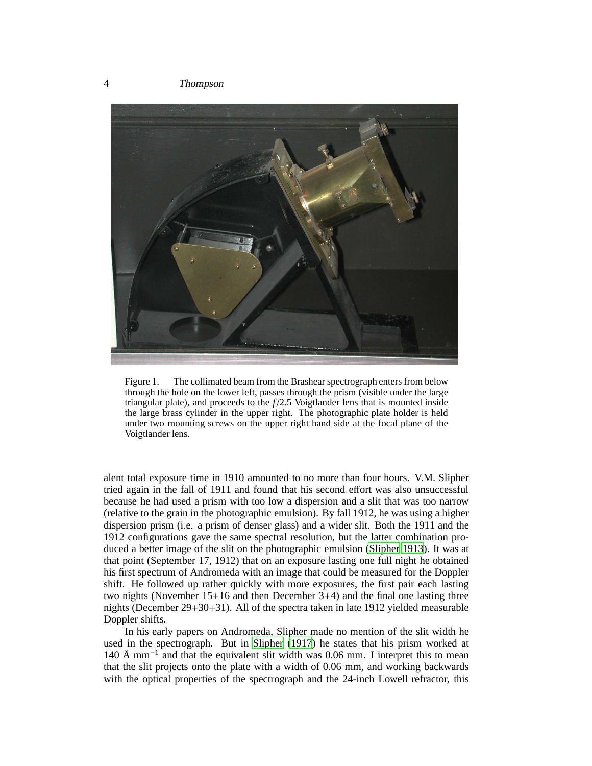Figure 1. The collimated beam from the Brashear spectrograph enters from below through the hole on the lower left, passes through the prism (visible under the large triangular plate), and proceeds to the $f/2.5$ Voigtlander lens that is mounted inside the large brass cylinder in the upper right. The photographic plate holder is held under two mounting screws on the upper right hand side at the focal plane of the Voigtlander lens.

alent total exposure time in 1910 amounted to no more than four hours. V.M. Slipher tried again in the fall of 1911 and found that his second effort was also unsuccessful because he had used a prism with too low a dispersion and a slit that was too narrow (relative to the grain in the photographic emulsion). By fall 1912, he was using a higher dispersion prism (i.e. a prism of denser glass) and a wider slit. Both the 1911 and the 1912 configurations gave the same spectral resolution, but the latter combination produced a better image of the slit on the photographic emulsion (Slipher 1913). It was at that point (September 17, 1912) that on an exposure lasting one full night he obtained his first spectrum of Andromeda with an image that could be measured for the Doppler shift. He followed up rather quickly with more exposures, the first pair each lasting two nights (November 15+16 and then December 3+4) and the final one lasting three nights (December 29+30+31). All of the spectra taken in late 1912 yielded measurable Doppler shifts.

In his early papers on Andromeda, Slipher made no mention of the slit width he used in the spectrograph. But in Slipher (1917) he states that his prism worked at 140 Å $\text{mm}^{-1}$ and that the equivalent slit width was 0.06 mm. I interpret this to mean that the slit projects onto the plate with a width of 0.06 mm, and working backwards with the optical properties of the spectrograph and the 24-inch Lowell refractor, this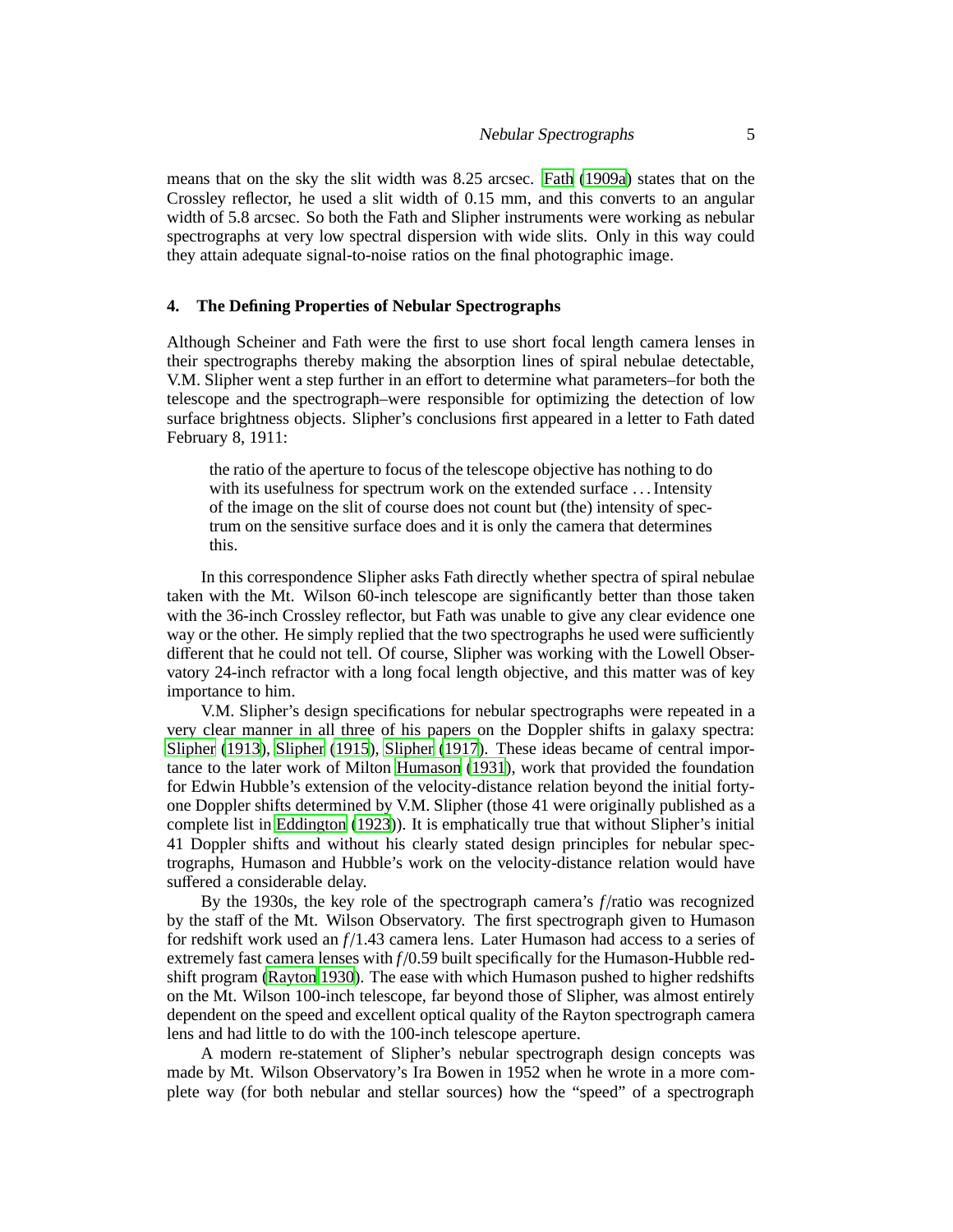means that on the sky the slit width was 8.25 arcsec. Fath (1909a) states that on the Crossley reflector, he used a slit width of 0.15 mm, and this converts to an angular width of 5.8 arcsec. So both the Fath and Slipher instruments were working as nebular spectrographs at very low spectral dispersion with wide slits. Only in this way could they attain adequate signal-to-noise ratios on the final photographic image.

## 4. The Defining Properties of Nebular Spectrographs

Although Scheiner and Fath were the first to use short focal length camera lenses in their spectrographs thereby making the absorption lines of spiral nebulae detectable, V.M. Slipher went a step further in an effort to determine what parameters–for both the telescope and the spectrograph–were responsible for optimizing the detection of low surface brightness objects. Slipher's conclusions first appeared in a letter to Fath dated February 8, 1911:

> the ratio of the aperture to focus of the telescope objective has nothing to do with its usefulness for spectrum work on the extended surface . . . Intensity of the image on the slit of course does not count but (the) intensity of spectrum on the sensitive surface does and it is only the camera that determines this.

In this correspondence Slipher asks Fath directly whether spectra of spiral nebulae taken with the Mt. Wilson 60-inch telescope are significantly better than those taken with the 36-inch Crossley reflector, but Fath was unable to give any clear evidence one way or the other. He simply replied that the two spectrographs he used were sufficiently different that he could not tell. Of course, Slipher was working with the Lowell Observatory 24-inch refractor with a long focal length objective, and this matter was of key importance to him.

V.M. Slipher's design specifications for nebular spectrographs were repeated in a very clear manner in all three of his papers on the Doppler shifts in galaxy spectra: Slipher (1913), Slipher (1915), Slipher (1917). These ideas became of central importance to the later work of Milton Humason (1931), work that provided the foundation for Edwin Hubble's extension of the velocity-distance relation beyond the initial forty-one Doppler shifts determined by V.M. Slipher (those 41 were originally published as a complete list in Eddington (1923)). It is emphatically true that without Slipher's initial 41 Doppler shifts and without his clearly stated design principles for nebular spectrographs, Humason and Hubble's work on the velocity-distance relation would have suffered a considerable delay.

By the 1930s, the key role of the spectrograph camera's $f$/ratio was recognized by the staff of the Mt. Wilson Observatory. The first spectrograph given to Humason for redshift work used an $f/1.43$ camera lens. Later Humason had access to a series of extremely fast camera lenses with $f/0.59$ built specifically for the Humason-Hubble redshift program (Rayton 1930). The ease with which Humason pushed to higher redshifts on the Mt. Wilson 100-inch telescope, far beyond those of Slipher, was almost entirely dependent on the speed and excellent optical quality of the Rayton spectrograph camera lens and had little to do with the 100-inch telescope aperture.

A modern re-statement of Slipher's nebular spectrograph design concepts was made by Mt. Wilson Observatory's Ira Bowen in 1952 when he wrote in a more complete way (for both nebular and stellar sources) how the "speed" of a spectrograph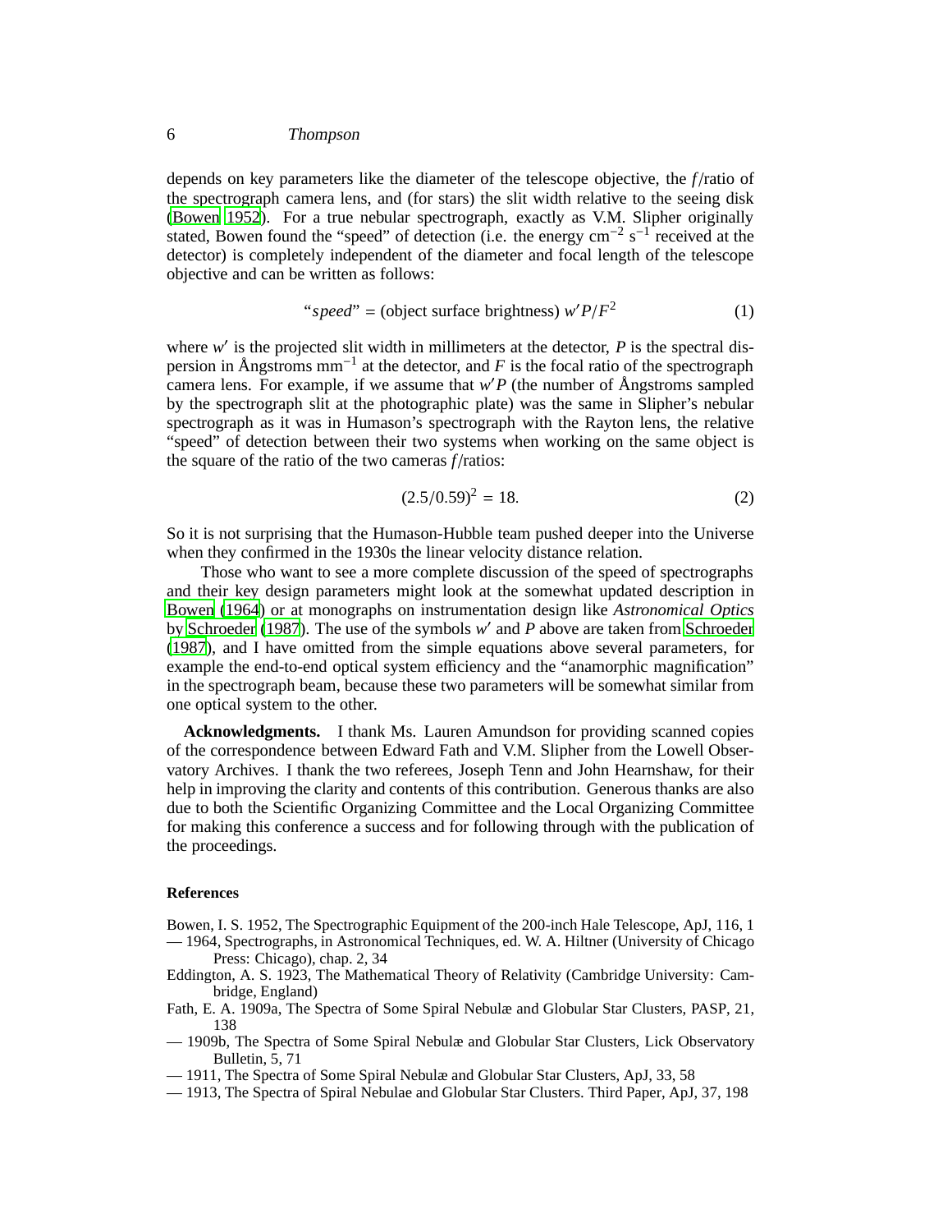depends on key parameters like the diameter of the telescope objective, the $f$/ratio of the spectrograph camera lens, and (for stars) the slit width relative to the seeing disk (Bowen 1952). For a true nebular spectrograph, exactly as V.M. Slipher originally stated, Bowen found the "speed" of detection (i.e. the energy cm$^{-2}$ s$^{-1}$ received at the detector) is completely independent of the diameter and focal length of the telescope objective and can be written as follows:

$$\text{"}speed\text{"} = (\text{object surface brightness})\, w'P/F^2 \tag{1}$$

where $w'$ is the projected slit width in millimeters at the detector, $P$ is the spectral dispersion in Ångstroms mm$^{-1}$ at the detector, and $F$ is the focal ratio of the spectrograph camera lens. For example, if we assume that $w'P$ (the number of Ångstroms sampled by the spectrograph slit at the photographic plate) was the same in Slipher's nebular spectrograph as it was in Humason's spectrograph with the Rayton lens, the relative "speed" of detection between their two systems when working on the same object is the square of the ratio of the two cameras $f$/ratios:

$$(2.5/0.59)^2 = 18. \tag{2}$$

So it is not surprising that the Humason-Hubble team pushed deeper into the Universe when they confirmed in the 1930s the linear velocity distance relation.

Those who want to see a more complete discussion of the speed of spectrographs and their key design parameters might look at the somewhat updated description in Bowen (1964) or at monographs on instrumentation design like *Astronomical Optics* by Schroeder (1987). The use of the symbols $w'$ and $P$ above are taken from Schroeder (1987), and I have omitted from the simple equations above several parameters, for example the end-to-end optical system efficiency and the "anamorphic magnification" in the spectrograph beam, because these two parameters will be somewhat similar from one optical system to the other.

**Acknowledgments.** I thank Ms. Lauren Amundson for providing scanned copies of the correspondence between Edward Fath and V.M. Slipher from the Lowell Observatory Archives. I thank the two referees, Joseph Tenn and John Hearnshaw, for their help in improving the clarity and contents of this contribution. Generous thanks are also due to both the Scientific Organizing Committee and the Local Organizing Committee for making this conference a success and for following through with the publication of the proceedings.

## References

Bowen, I. S. 1952, The Spectrographic Equipment of the 200-inch Hale Telescope, ApJ, 116, 1

— 1964, Spectrographs, in Astronomical Techniques, ed. W. A. Hiltner (University of Chicago Press: Chicago), chap. 2, 34

Eddington, A. S. 1923, The Mathematical Theory of Relativity (Cambridge University: Cambridge, England)

Fath, E. A. 1909a, The Spectra of Some Spiral Nebulæ and Globular Star Clusters, PASP, 21, 138

— 1909b, The Spectra of Some Spiral Nebulæ and Globular Star Clusters, Lick Observatory Bulletin, 5, 71

— 1911, The Spectra of Some Spiral Nebulæ and Globular Star Clusters, ApJ, 33, 58

— 1913, The Spectra of Spiral Nebulae and Globular Star Clusters. Third Paper, ApJ, 37, 198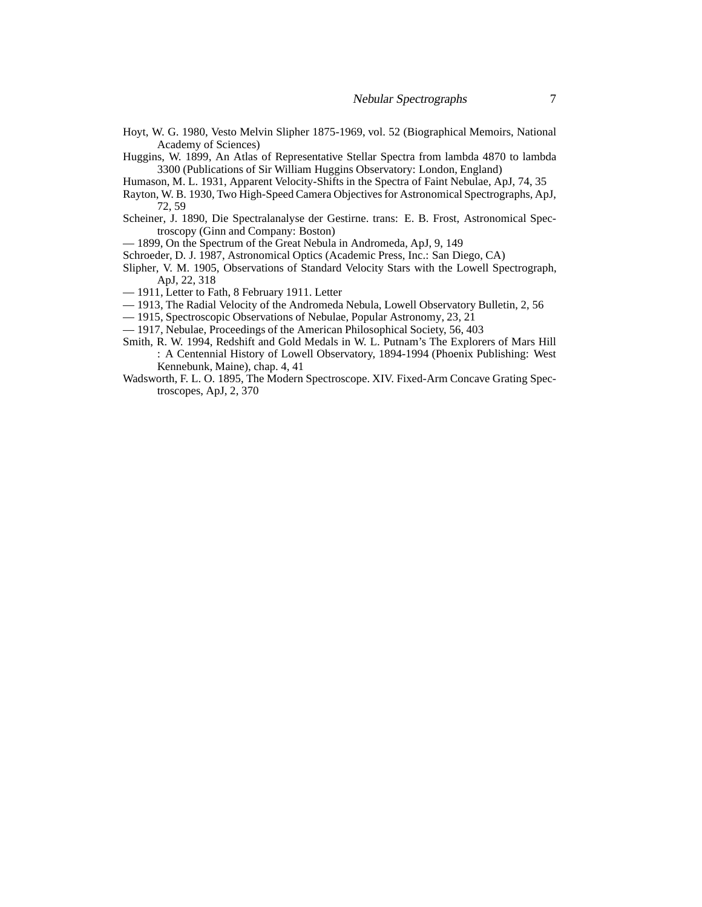Hoyt, W. G. 1980, Vesto Melvin Slipher 1875-1969, vol. 52 (Biographical Memoirs, National Academy of Sciences)

Huggins, W. 1899, An Atlas of Representative Stellar Spectra from lambda 4870 to lambda 3300 (Publications of Sir William Huggins Observatory: London, England)

Humason, M. L. 1931, Apparent Velocity-Shifts in the Spectra of Faint Nebulae, ApJ, 74, 35

Rayton, W. B. 1930, Two High-Speed Camera Objectives for Astronomical Spectrographs, ApJ, 72, 59

Scheiner, J. 1890, Die Spectralanalyse der Gestirne. trans: E. B. Frost, Astronomical Spectroscopy (Ginn and Company: Boston)

— 1899, On the Spectrum of the Great Nebula in Andromeda, ApJ, 9, 149

Schroeder, D. J. 1987, Astronomical Optics (Academic Press, Inc.: San Diego, CA)

Slipher, V. M. 1905, Observations of Standard Velocity Stars with the Lowell Spectrograph, ApJ, 22, 318

— 1911, Letter to Fath, 8 February 1911. Letter

— 1913, The Radial Velocity of the Andromeda Nebula, Lowell Observatory Bulletin, 2, 56

— 1915, Spectroscopic Observations of Nebulae, Popular Astronomy, 23, 21

— 1917, Nebulae, Proceedings of the American Philosophical Society, 56, 403

Smith, R. W. 1994, Redshift and Gold Medals in W. L. Putnam's The Explorers of Mars Hill : A Centennial History of Lowell Observatory, 1894-1994 (Phoenix Publishing: West Kennebunk, Maine), chap. 4, 41

Wadsworth, F. L. O. 1895, The Modern Spectroscope. XIV. Fixed-Arm Concave Grating Spectroscopes, ApJ, 2, 370